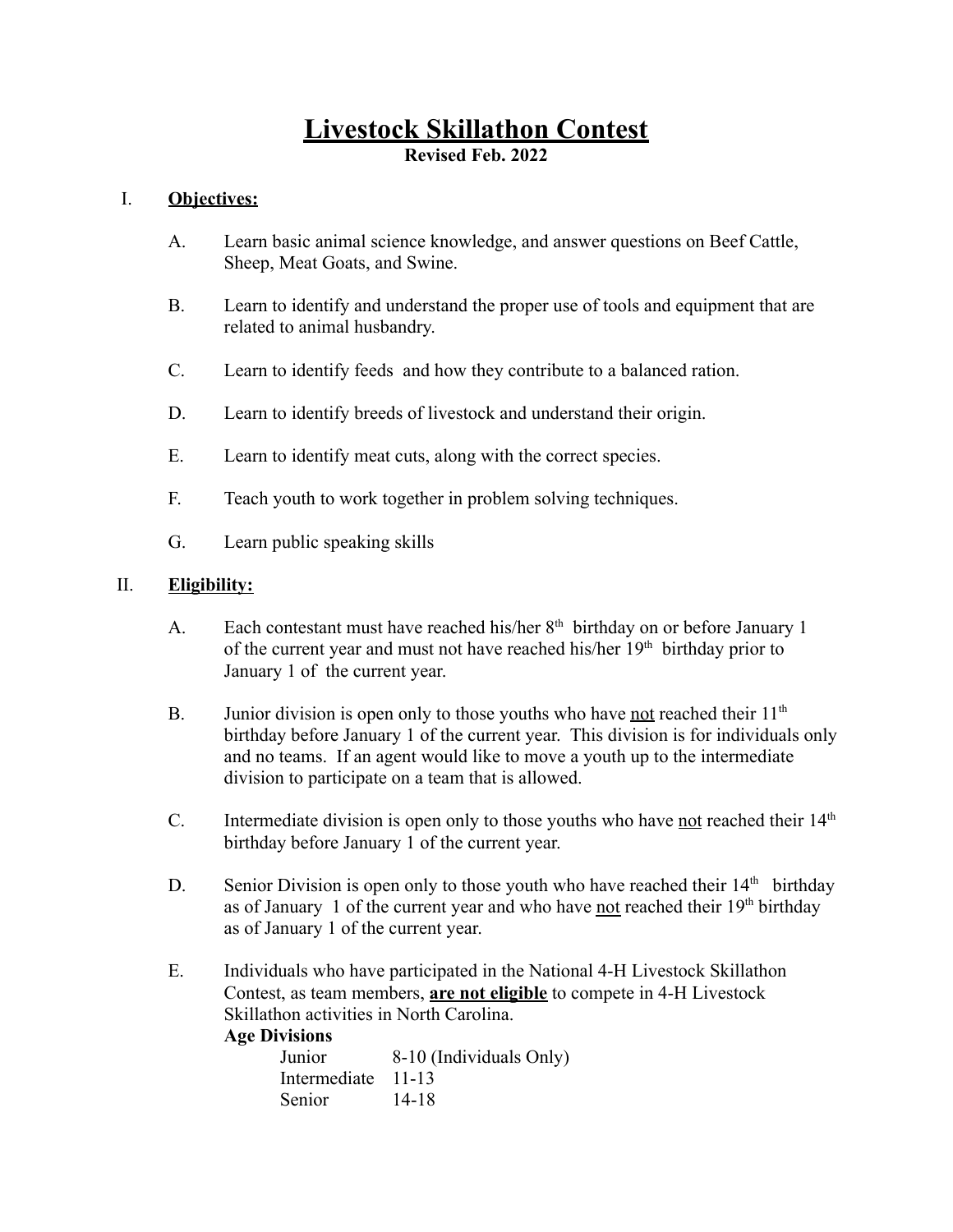# <u>Livestock Skillathon Contest</u>

**Revised Feb. 2022**

## I. <u>Objectives:</u>

A. Learn basic animal science knowledge, and answer questions on Beef Cattle, Sheep, Meat Goats, and Swine.

B. Learn to identify and understand the proper use of tools and equipment that are related to animal husbandry.

C. Learn to identify feeds and how they contribute to a balanced ration.

D. Learn to identify breeds of livestock and understand their origin.

E. Learn to identify meat cuts, along with the correct species.

F. Teach youth to work together in problem solving techniques.

G. Learn public speaking skills

## II. <u>Eligibility:</u>

A. Each contestant must have reached his/her 8th birthday on or before January 1 of the current year and must not have reached his/her 19th birthday prior to January 1 of the current year.

B. Junior division is open only to those youths who have <u>not</u> reached their 11th birthday before January 1 of the current year. This division is for individuals only and no teams. If an agent would like to move a youth up to the intermediate division to participate on a team that is allowed.

C. Intermediate division is open only to those youths who have <u>not</u> reached their 14th birthday before January 1 of the current year.

D. Senior Division is open only to those youth who have reached their 14th birthday as of January 1 of the current year and who have <u>not</u> reached their 19th birthday as of January 1 of the current year.

E. Individuals who have participated in the National 4-H Livestock Skillathon Contest, as team members, <u>**are not eligible**</u> to compete in 4-H Livestock Skillathon activities in North Carolina.

**Age Divisions**

| | |
|---|---|
| Junior | 8-10 (Individuals Only) |
| Intermediate | 11-13 |
| Senior | 14-18 |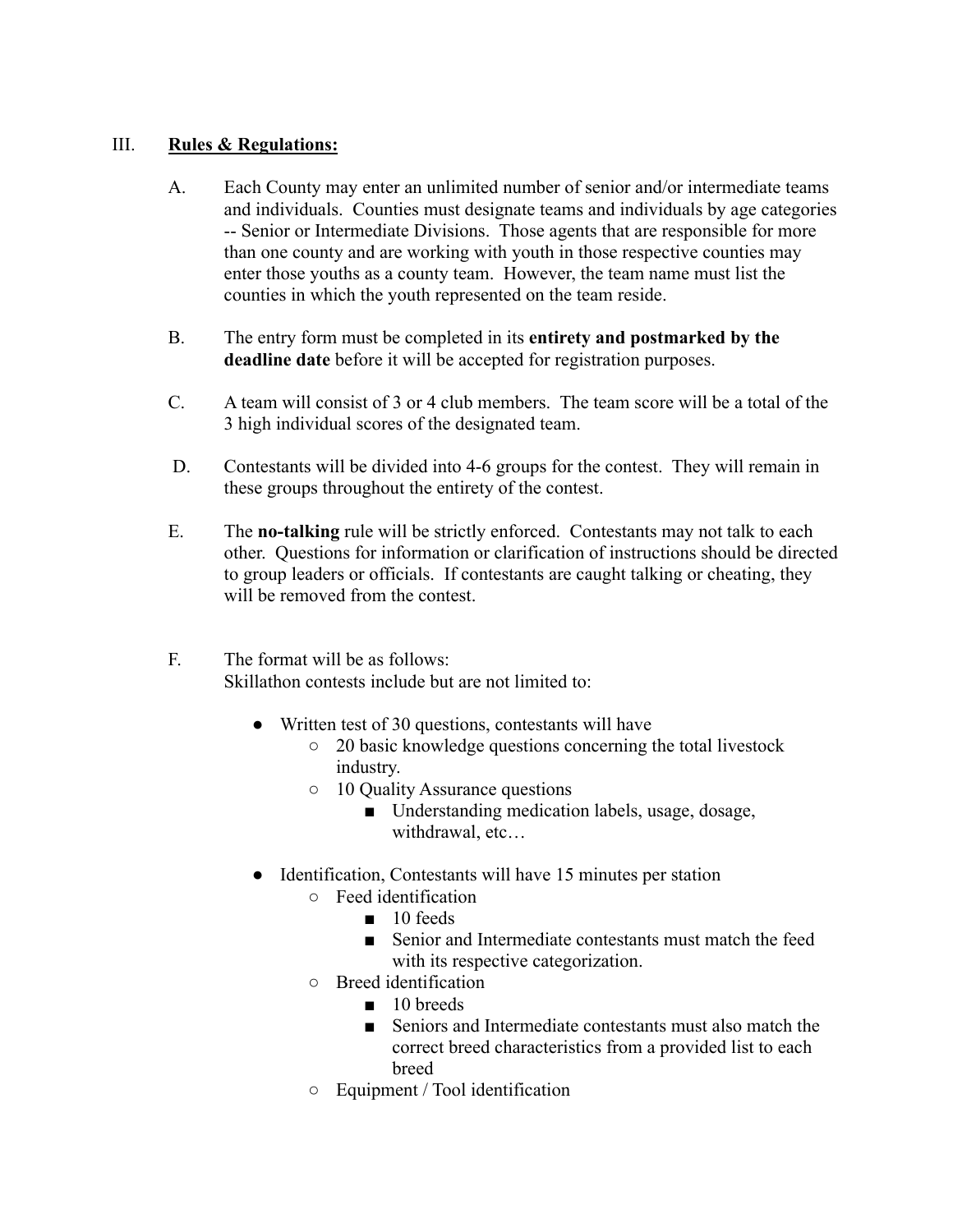## III. **<u>Rules & Regulations:</u>**

A. Each County may enter an unlimited number of senior and/or intermediate teams and individuals. Counties must designate teams and individuals by age categories -- Senior or Intermediate Divisions. Those agents that are responsible for more than one county and are working with youth in those respective counties may enter those youths as a county team. However, the team name must list the counties in which the youth represented on the team reside.

B. The entry form must be completed in its **entirety and postmarked by the deadline date** before it will be accepted for registration purposes.

C. A team will consist of 3 or 4 club members. The team score will be a total of the 3 high individual scores of the designated team.

D. Contestants will be divided into 4-6 groups for the contest. They will remain in these groups throughout the entirety of the contest.

E. The **no-talking** rule will be strictly enforced. Contestants may not talk to each other. Questions for information or clarification of instructions should be directed to group leaders or officials. If contestants are caught talking or cheating, they will be removed from the contest.

F. The format will be as follows:
Skillathon contests include but are not limited to:

- Written test of 30 questions, contestants will have
  - 20 basic knowledge questions concerning the total livestock industry.
  - 10 Quality Assurance questions
    - Understanding medication labels, usage, dosage, withdrawal, etc…
- Identification, Contestants will have 15 minutes per station
  - Feed identification
    - 10 feeds
    - Senior and Intermediate contestants must match the feed with its respective categorization.
  - Breed identification
    - 10 breeds
    - Seniors and Intermediate contestants must also match the correct breed characteristics from a provided list to each breed
  - Equipment / Tool identification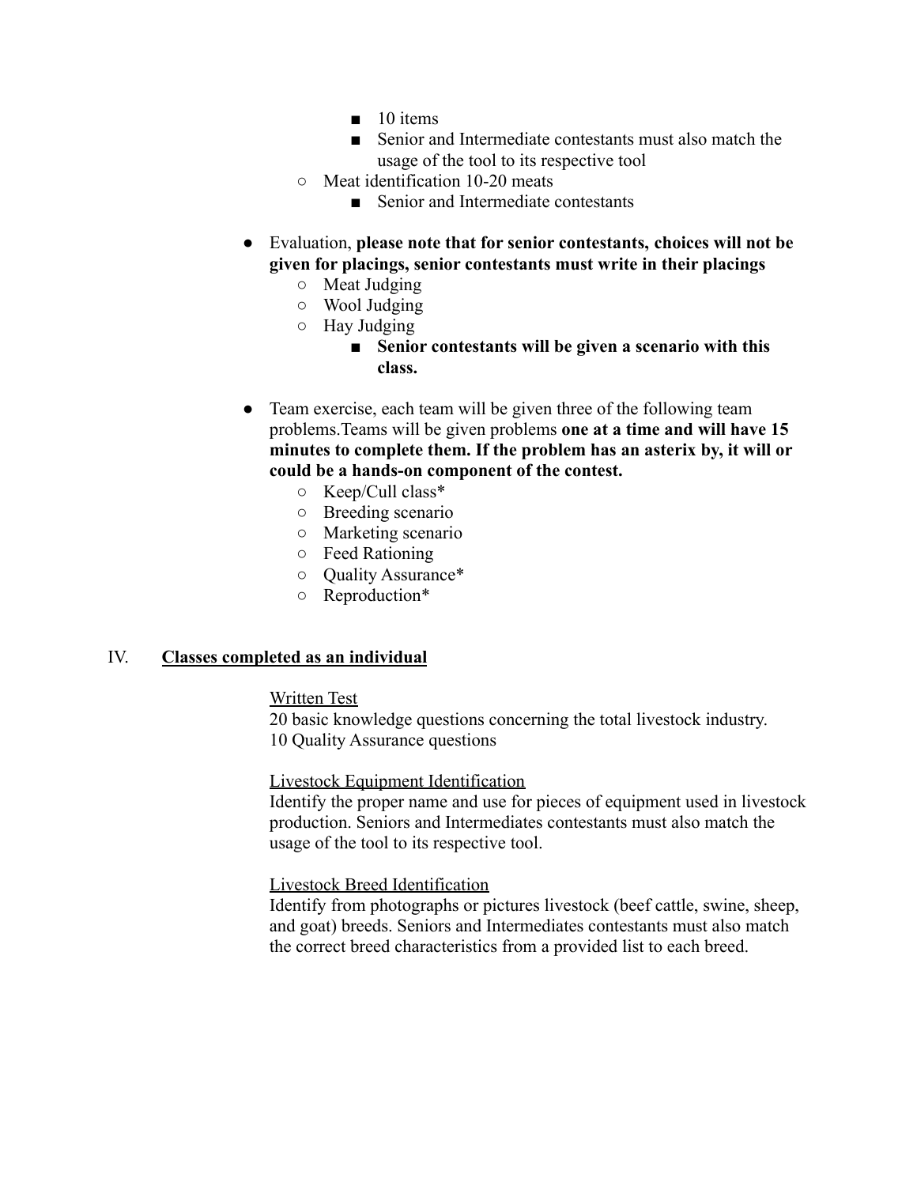- 10 items
        - Senior and Intermediate contestants must also match the usage of the tool to its respective tool
    - Meat identification 10-20 meats
        - Senior and Intermediate contestants

- Evaluation, **please note that for senior contestants, choices will not be given for placings, senior contestants must write in their placings**
    - Meat Judging
    - Wool Judging
    - Hay Judging
        - **Senior contestants will be given a scenario with this class.**

- Team exercise, each team will be given three of the following team problems.Teams will be given problems **one at a time and will have 15 minutes to complete them. If the problem has an asterix by, it will or could be a hands-on component of the contest.**
    - Keep/Cull class*
    - Breeding scenario
    - Marketing scenario
    - Feed Rationing
    - Quality Assurance*
    - Reproduction*

## IV. **<u>Classes completed as an individual</u>**

<u>Written Test</u>
20 basic knowledge questions concerning the total livestock industry.
10 Quality Assurance questions

<u>Livestock Equipment Identification</u>
Identify the proper name and use for pieces of equipment used in livestock production. Seniors and Intermediates contestants must also match the usage of the tool to its respective tool.

<u>Livestock Breed Identification</u>
Identify from photographs or pictures livestock (beef cattle, swine, sheep, and goat) breeds. Seniors and Intermediates contestants must also match the correct breed characteristics from a provided list to each breed.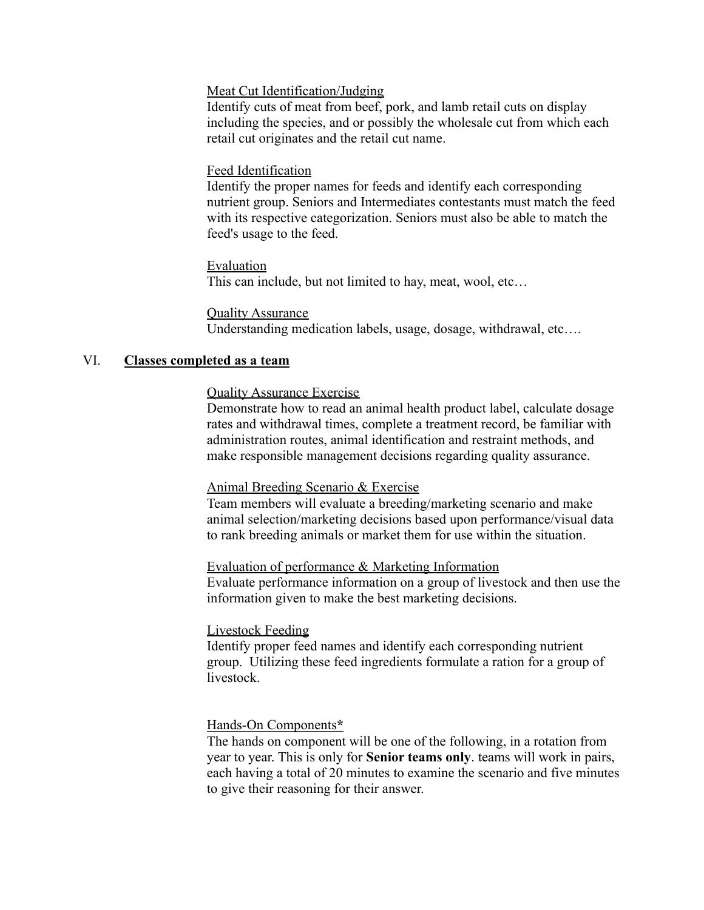Meat Cut Identification/Judging

Identify cuts of meat from beef, pork, and lamb retail cuts on display including the species, and or possibly the wholesale cut from which each retail cut originates and the retail cut name.

Feed Identification

Identify the proper names for feeds and identify each corresponding nutrient group. Seniors and Intermediates contestants must match the feed with its respective categorization. Seniors must also be able to match the feed's usage to the feed.

Evaluation

This can include, but not limited to hay, meat, wool, etc…

Quality Assurance

Understanding medication labels, usage, dosage, withdrawal, etc….

## VI. **Classes completed as a team**

Quality Assurance Exercise

Demonstrate how to read an animal health product label, calculate dosage rates and withdrawal times, complete a treatment record, be familiar with administration routes, animal identification and restraint methods, and make responsible management decisions regarding quality assurance.

Animal Breeding Scenario & Exercise

Team members will evaluate a breeding/marketing scenario and make animal selection/marketing decisions based upon performance/visual data to rank breeding animals or market them for use within the situation.

Evaluation of performance & Marketing Information

Evaluate performance information on a group of livestock and then use the information given to make the best marketing decisions.

Livestock Feeding

Identify proper feed names and identify each corresponding nutrient group. Utilizing these feed ingredients formulate a ration for a group of livestock.

Hands-On Components**\***

The hands on component will be one of the following, in a rotation from year to year. This is only for **Senior teams only**. teams will work in pairs, each having a total of 20 minutes to examine the scenario and five minutes to give their reasoning for their answer.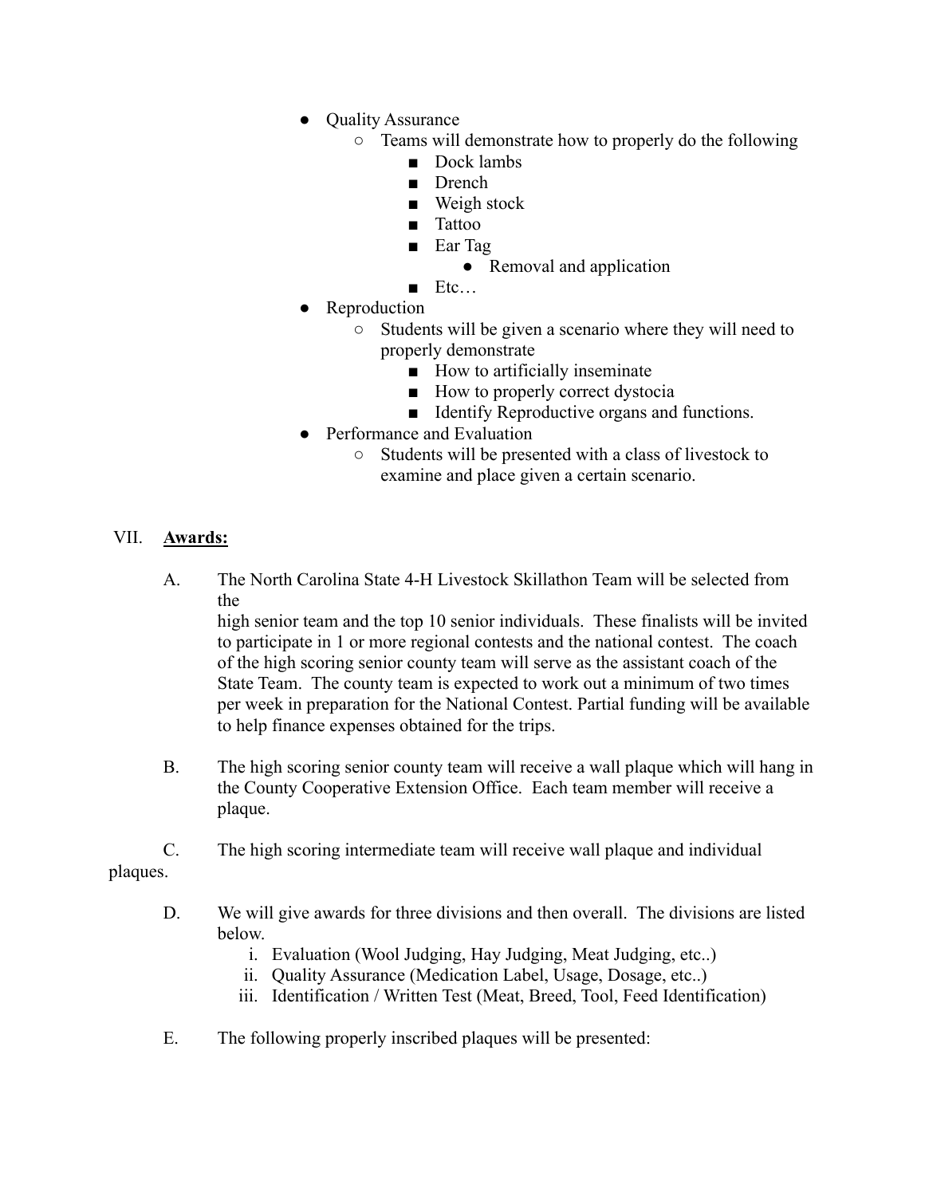- Quality Assurance
  - Teams will demonstrate how to properly do the following
    - Dock lambs
    - Drench
    - Weigh stock
    - Tattoo
    - Ear Tag
      - Removal and application
    - Etc…
- Reproduction
  - Students will be given a scenario where they will need to properly demonstrate
    - How to artificially inseminate
    - How to properly correct dystocia
    - Identify Reproductive organs and functions.
- Performance and Evaluation
  - Students will be presented with a class of livestock to examine and place given a certain scenario.

VII. **<u>Awards:</u>**

A. The North Carolina State 4-H Livestock Skillathon Team will be selected from the high senior team and the top 10 senior individuals. These finalists will be invited to participate in 1 or more regional contests and the national contest. The coach of the high scoring senior county team will serve as the assistant coach of the State Team. The county team is expected to work out a minimum of two times per week in preparation for the National Contest. Partial funding will be available to help finance expenses obtained for the trips.

B. The high scoring senior county team will receive a wall plaque which will hang in the County Cooperative Extension Office. Each team member will receive a plaque.

C. The high scoring intermediate team will receive wall plaque and individual plaques.

D. We will give awards for three divisions and then overall. The divisions are listed below.

i. Evaluation (Wool Judging, Hay Judging, Meat Judging, etc..)
ii. Quality Assurance (Medication Label, Usage, Dosage, etc..)
iii. Identification / Written Test (Meat, Breed, Tool, Feed Identification)

E. The following properly inscribed plaques will be presented: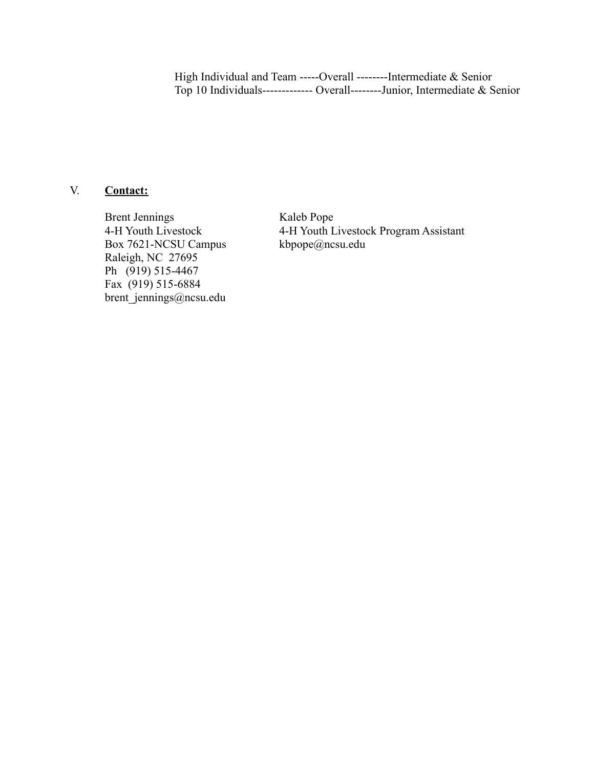High Individual and Team -----Overall --------Intermediate & Senior
Top 10 Individuals------------- Overall--------Junior, Intermediate & Senior

## V. **Contact:**

Brent Jennings
4-H Youth Livestock
Box 7621-NCSU Campus
Raleigh, NC 27695
Ph (919) 515-4467
Fax (919) 515-6884
brent_jennings@ncsu.edu

Kaleb Pope
4-H Youth Livestock Program Assistant
kbpope@ncsu.edu